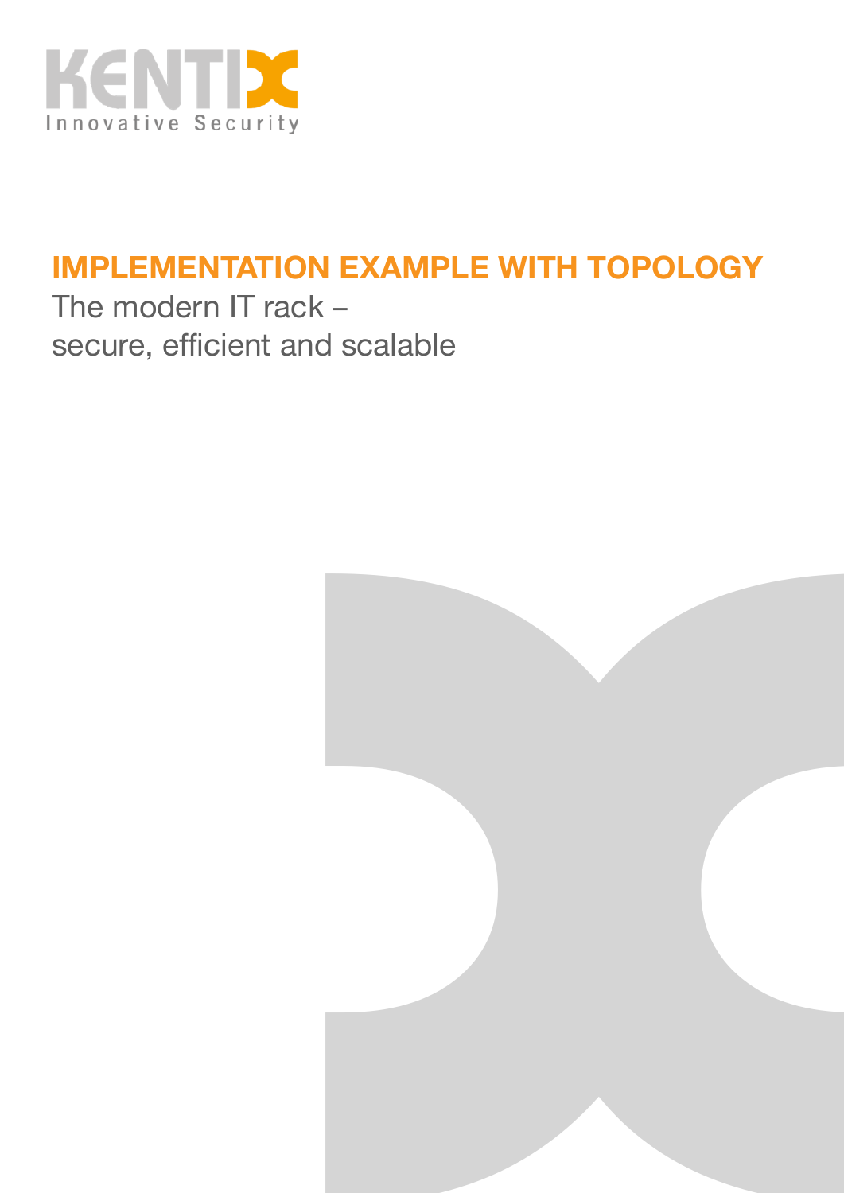KENTIX
Innovative Security

# IMPLEMENTATION EXAMPLE WITH TOPOLOGY

The modern IT rack –
secure, efficient and scalable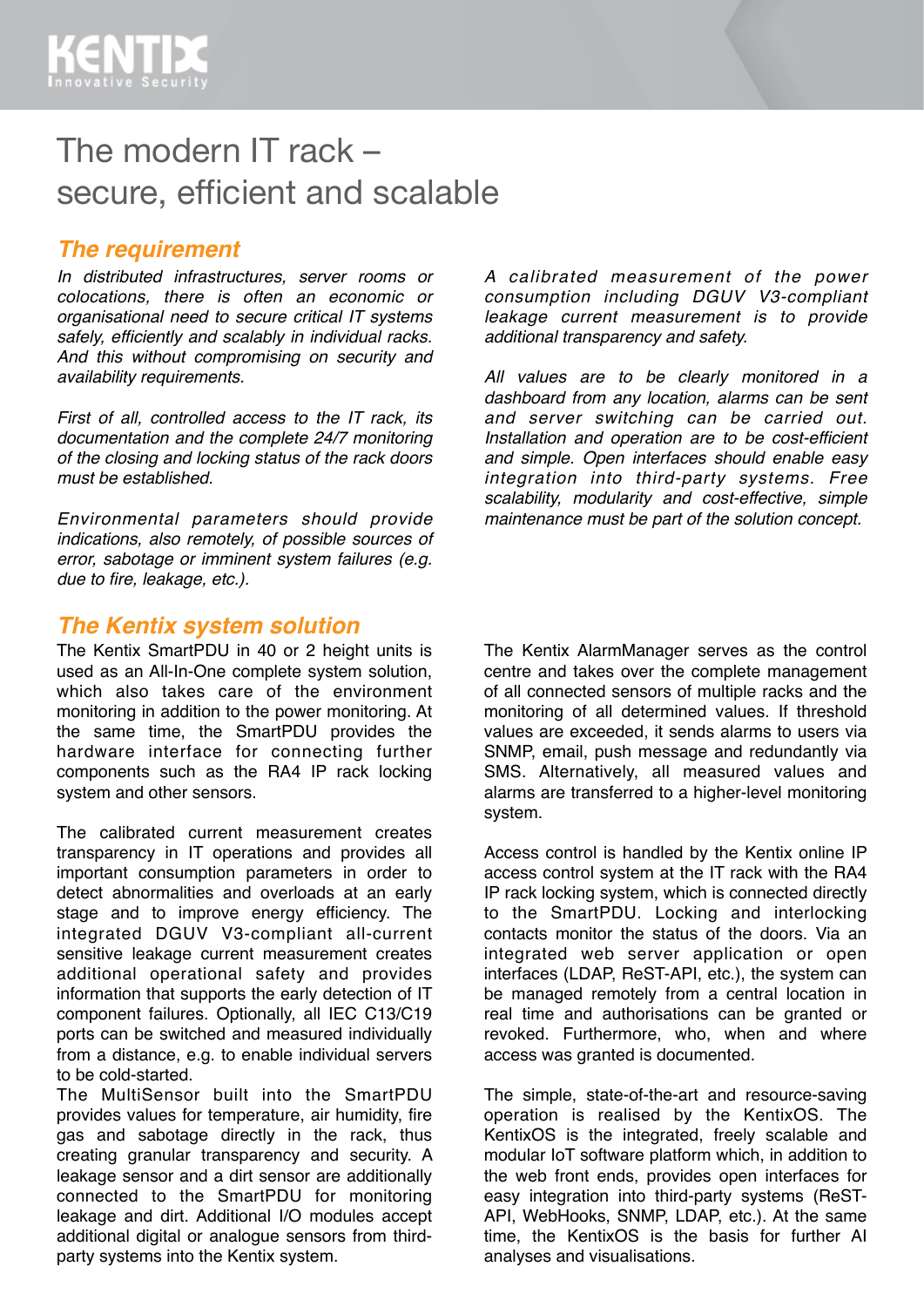# The modern IT rack – secure, efficient and scalable

## *The requirement*

*In distributed infrastructures, server rooms or colocations, there is often an economic or organisational need to secure critical IT systems safely, efficiently and scalably in individual racks. And this without compromising on security and availability requirements.*

*First of all, controlled access to the IT rack, its documentation and the complete 24/7 monitoring of the closing and locking status of the rack doors must be established.*

*Environmental parameters should provide indications, also remotely, of possible sources of error, sabotage or imminent system failures (e.g. due to fire, leakage, etc.).*

*A calibrated measurement of the power consumption including DGUV V3-compliant leakage current measurement is to provide additional transparency and safety.*

*All values are to be clearly monitored in a dashboard from any location, alarms can be sent and server switching can be carried out. Installation and operation are to be cost-efficient and simple. Open interfaces should enable easy integration into third-party systems. Free scalability, modularity and cost-effective, simple maintenance must be part of the solution concept.*

## *The Kentix system solution*

The Kentix SmartPDU in 40 or 2 height units is used as an All-In-One complete system solution, which also takes care of the environment monitoring in addition to the power monitoring. At the same time, the SmartPDU provides the hardware interface for connecting further components such as the RA4 IP rack locking system and other sensors.

The calibrated current measurement creates transparency in IT operations and provides all important consumption parameters in order to detect abnormalities and overloads at an early stage and to improve energy efficiency. The integrated DGUV V3-compliant all-current sensitive leakage current measurement creates additional operational safety and provides information that supports the early detection of IT component failures. Optionally, all IEC C13/C19 ports can be switched and measured individually from a distance, e.g. to enable individual servers to be cold-started.

The MultiSensor built into the SmartPDU provides values for temperature, air humidity, fire gas and sabotage directly in the rack, thus creating granular transparency and security. A leakage sensor and a dirt sensor are additionally connected to the SmartPDU for monitoring leakage and dirt. Additional I/O modules accept additional digital or analogue sensors from third-party systems into the Kentix system.

The Kentix AlarmManager serves as the control centre and takes over the complete management of all connected sensors of multiple racks and the monitoring of all determined values. If threshold values are exceeded, it sends alarms to users via SNMP, email, push message and redundantly via SMS. Alternatively, all measured values and alarms are transferred to a higher-level monitoring system.

Access control is handled by the Kentix online IP access control system at the IT rack with the RA4 IP rack locking system, which is connected directly to the SmartPDU. Locking and interlocking contacts monitor the status of the doors. Via an integrated web server application or open interfaces (LDAP, ReST-API, etc.), the system can be managed remotely from a central location in real time and authorisations can be granted or revoked. Furthermore, who, when and where access was granted is documented.

The simple, state-of-the-art and resource-saving operation is realised by the KentixOS. The KentixOS is the integrated, freely scalable and modular IoT software platform which, in addition to the web front ends, provides open interfaces for easy integration into third-party systems (ReST-API, WebHooks, SNMP, LDAP, etc.). At the same time, the KentixOS is the basis for further AI analyses and visualisations.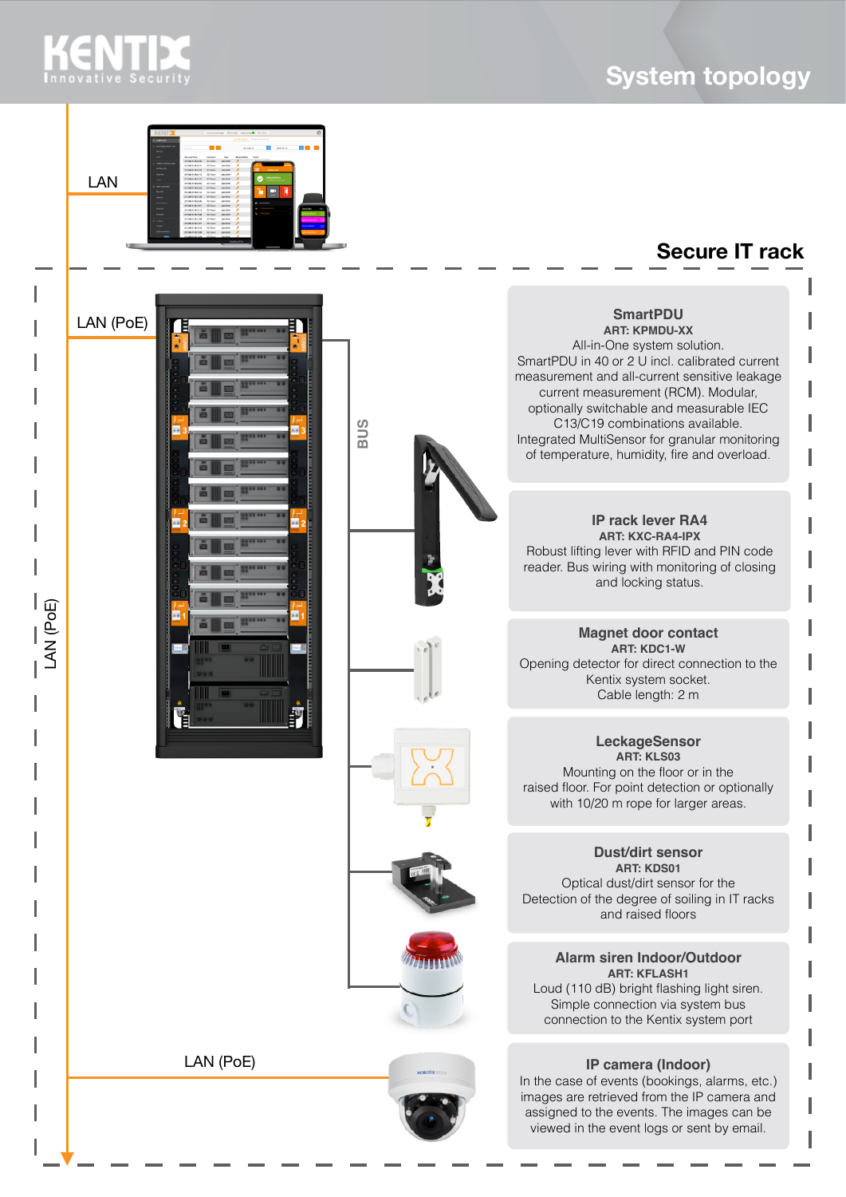# System topology

LAN

## Secure IT rack

LAN (PoE)

BUS

LAN (PoE)

LAN (PoE)

**SmartPDU**
**ART: KPMDU-XX**
All-in-One system solution. SmartPDU in 40 or 2 U incl. calibrated current measurement and all-current sensitive leakage current measurement (RCM). Modular, optionally switchable and measurable IEC C13/C19 combinations available. Integrated MultiSensor for granular monitoring of temperature, humidity, fire and overload.

**IP rack lever RA4**
**ART: KXC-RA4-IPX**
Robust lifting lever with RFID and PIN code reader. Bus wiring with monitoring of closing and locking status.

**Magnet door contact**
**ART: KDC1-W**
Opening detector for direct connection to the Kentix system socket.
Cable length: 2 m

**LeckageSensor**
**ART: KLS03**
Mounting on the floor or in the raised floor. For point detection or optionally with 10/20 m rope for larger areas.

**Dust/dirt sensor**
**ART: KDS01**
Optical dust/dirt sensor for the Detection of the degree of soiling in IT racks and raised floors

**Alarm siren Indoor/Outdoor**
**ART: KFLASH1**
Loud (110 dB) bright flashing light siren. Simple connection via system bus connection to the Kentix system port

**IP camera (Indoor)**
In the case of events (bookings, alarms, etc.) images are retrieved from the IP camera and assigned to the events. The images can be viewed in the event logs or sent by email.